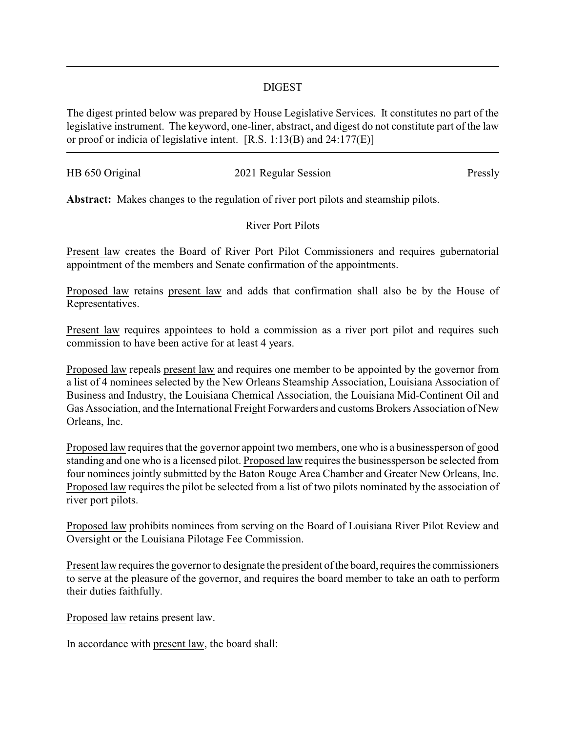## DIGEST

The digest printed below was prepared by House Legislative Services. It constitutes no part of the legislative instrument. The keyword, one-liner, abstract, and digest do not constitute part of the law or proof or indicia of legislative intent. [R.S. 1:13(B) and 24:177(E)]

HB 650 Original 2021 Regular Session Pressly

**Abstract:** Makes changes to the regulation of river port pilots and steamship pilots.

### River Port Pilots

Present law creates the Board of River Port Pilot Commissioners and requires gubernatorial appointment of the members and Senate confirmation of the appointments.

Proposed law retains present law and adds that confirmation shall also be by the House of Representatives.

Present law requires appointees to hold a commission as a river port pilot and requires such commission to have been active for at least 4 years.

Proposed law repeals present law and requires one member to be appointed by the governor from a list of 4 nominees selected by the New Orleans Steamship Association, Louisiana Association of Business and Industry, the Louisiana Chemical Association, the Louisiana Mid-Continent Oil and Gas Association, and the International Freight Forwarders and customs Brokers Association of New Orleans, Inc.

Proposed law requires that the governor appoint two members, one who is a businessperson of good standing and one who is a licensed pilot. Proposed law requires the businessperson be selected from four nominees jointly submitted by the Baton Rouge Area Chamber and Greater New Orleans, Inc. Proposed law requires the pilot be selected from a list of two pilots nominated by the association of river port pilots.

Proposed law prohibits nominees from serving on the Board of Louisiana River Pilot Review and Oversight or the Louisiana Pilotage Fee Commission.

Present law requires the governor to designate the president of the board, requires the commissioners to serve at the pleasure of the governor, and requires the board member to take an oath to perform their duties faithfully.

Proposed law retains present law.

In accordance with present law, the board shall: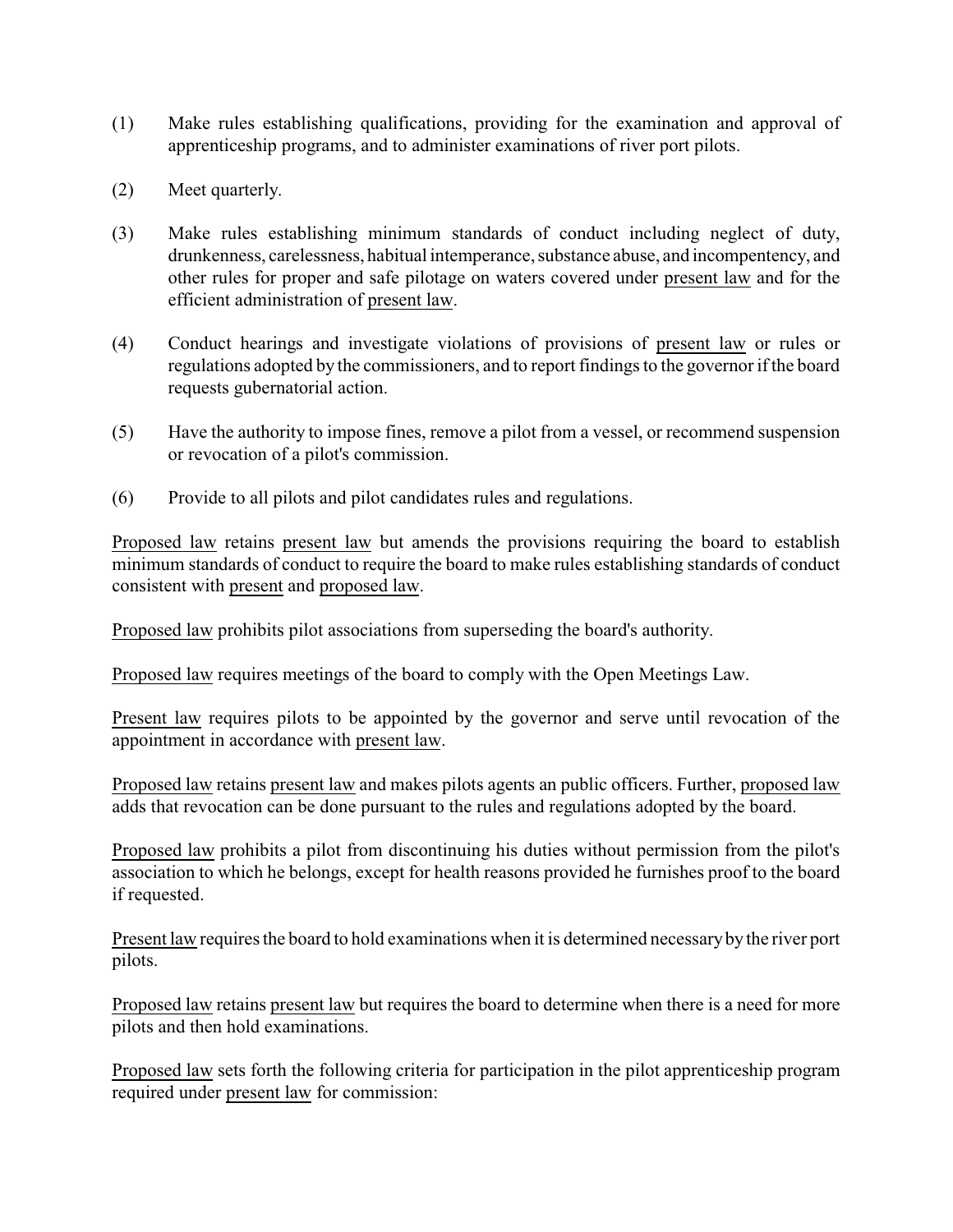(1) Make rules establishing qualifications, providing for the examination and approval of apprenticeship programs, and to administer examinations of river port pilots.

(2) Meet quarterly.

(3) Make rules establishing minimum standards of conduct including neglect of duty, drunkenness, carelessness, habitual intemperance, substance abuse, and incompentency, and other rules for proper and safe pilotage on waters covered under present law and for the efficient administration of present law.

(4) Conduct hearings and investigate violations of provisions of present law or rules or regulations adopted by the commissioners, and to report findings to the governor if the board requests gubernatorial action.

(5) Have the authority to impose fines, remove a pilot from a vessel, or recommend suspension or revocation of a pilot's commission.

(6) Provide to all pilots and pilot candidates rules and regulations.

Proposed law retains present law but amends the provisions requiring the board to establish minimum standards of conduct to require the board to make rules establishing standards of conduct consistent with present and proposed law.

Proposed law prohibits pilot associations from superseding the board's authority.

Proposed law requires meetings of the board to comply with the Open Meetings Law.

Present law requires pilots to be appointed by the governor and serve until revocation of the appointment in accordance with present law.

Proposed law retains present law and makes pilots agents an public officers. Further, proposed law adds that revocation can be done pursuant to the rules and regulations adopted by the board.

Proposed law prohibits a pilot from discontinuing his duties without permission from the pilot's association to which he belongs, except for health reasons provided he furnishes proof to the board if requested.

Present law requires the board to hold examinations when it is determined necessary by the river port pilots.

Proposed law retains present law but requires the board to determine when there is a need for more pilots and then hold examinations.

Proposed law sets forth the following criteria for participation in the pilot apprenticeship program required under present law for commission: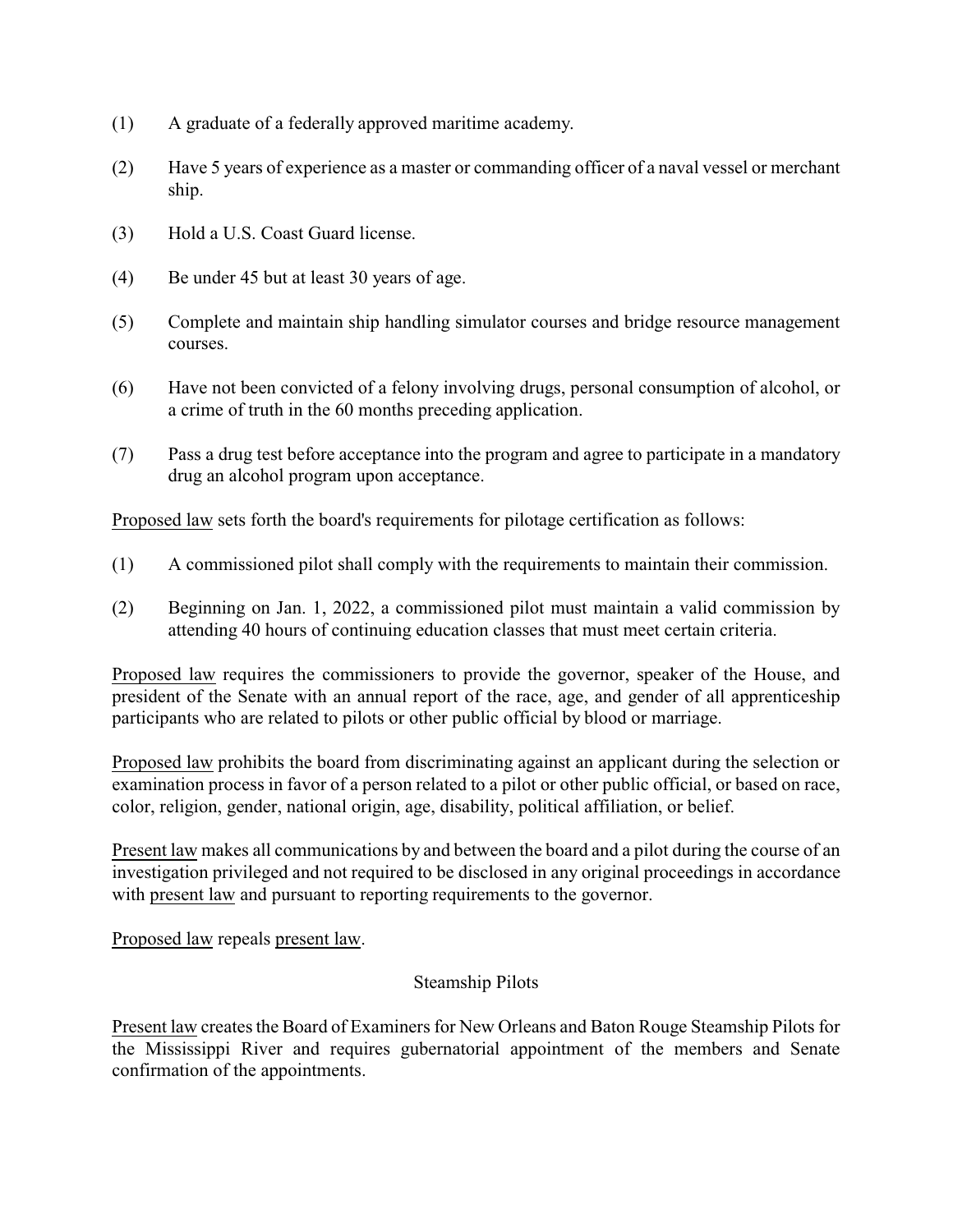(1) A graduate of a federally approved maritime academy.

(2) Have 5 years of experience as a master or commanding officer of a naval vessel or merchant ship.

(3) Hold a U.S. Coast Guard license.

(4) Be under 45 but at least 30 years of age.

(5) Complete and maintain ship handling simulator courses and bridge resource management courses.

(6) Have not been convicted of a felony involving drugs, personal consumption of alcohol, or a crime of truth in the 60 months preceding application.

(7) Pass a drug test before acceptance into the program and agree to participate in a mandatory drug an alcohol program upon acceptance.

Proposed law sets forth the board's requirements for pilotage certification as follows:

(1) A commissioned pilot shall comply with the requirements to maintain their commission.

(2) Beginning on Jan. 1, 2022, a commissioned pilot must maintain a valid commission by attending 40 hours of continuing education classes that must meet certain criteria.

Proposed law requires the commissioners to provide the governor, speaker of the House, and president of the Senate with an annual report of the race, age, and gender of all apprenticeship participants who are related to pilots or other public official by blood or marriage.

Proposed law prohibits the board from discriminating against an applicant during the selection or examination process in favor of a person related to a pilot or other public official, or based on race, color, religion, gender, national origin, age, disability, political affiliation, or belief.

Present law makes all communications by and between the board and a pilot during the course of an investigation privileged and not required to be disclosed in any original proceedings in accordance with present law and pursuant to reporting requirements to the governor.

Proposed law repeals present law.

## Steamship Pilots

Present law creates the Board of Examiners for New Orleans and Baton Rouge Steamship Pilots for the Mississippi River and requires gubernatorial appointment of the members and Senate confirmation of the appointments.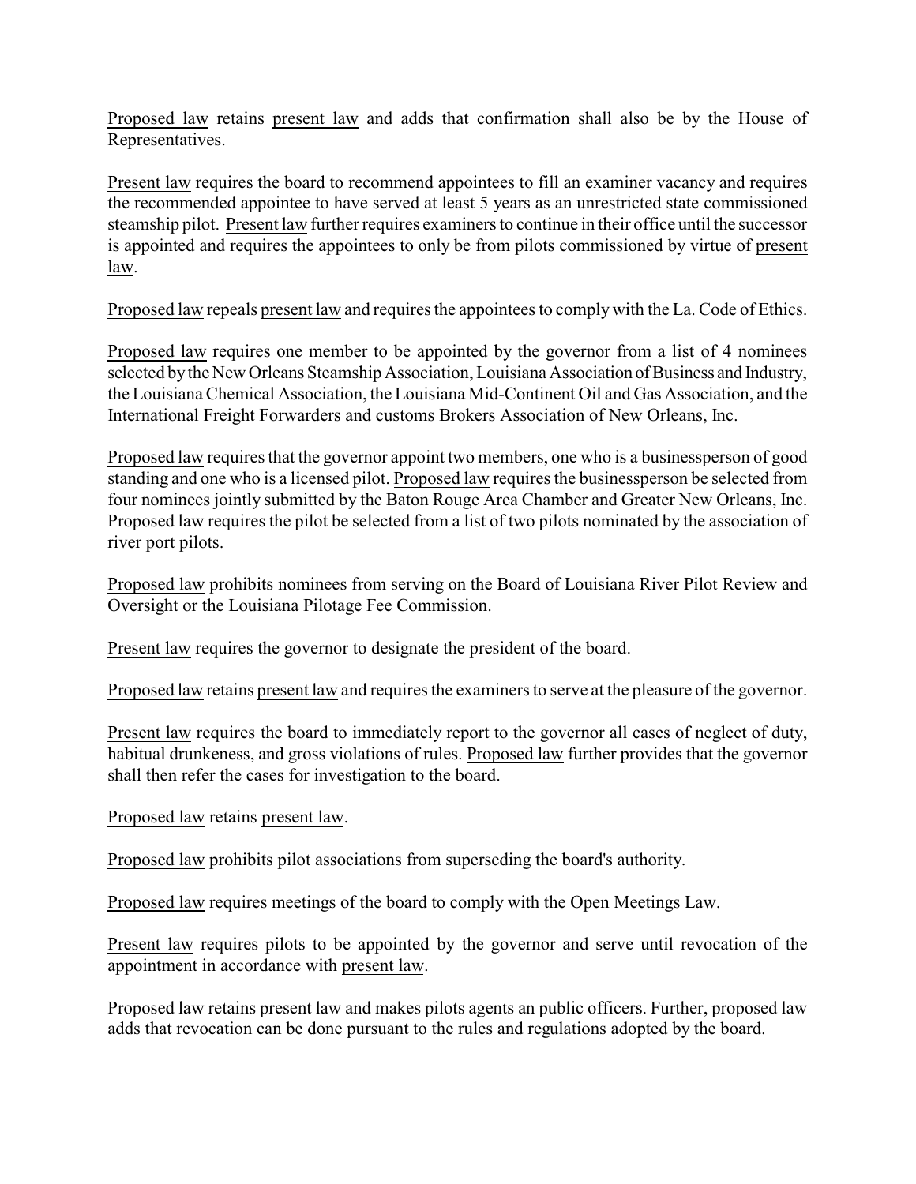Proposed law retains present law and adds that confirmation shall also be by the House of Representatives.

Present law requires the board to recommend appointees to fill an examiner vacancy and requires the recommended appointee to have served at least 5 years as an unrestricted state commissioned steamship pilot. Present law further requires examiners to continue in their office until the successor is appointed and requires the appointees to only be from pilots commissioned by virtue of present law.

Proposed law repeals present law and requires the appointees to comply with the La. Code of Ethics.

Proposed law requires one member to be appointed by the governor from a list of 4 nominees selected by the New Orleans Steamship Association, Louisiana Association of Business and Industry, the Louisiana Chemical Association, the Louisiana Mid-Continent Oil and Gas Association, and the International Freight Forwarders and customs Brokers Association of New Orleans, Inc.

Proposed law requires that the governor appoint two members, one who is a businessperson of good standing and one who is a licensed pilot. Proposed law requires the businessperson be selected from four nominees jointly submitted by the Baton Rouge Area Chamber and Greater New Orleans, Inc. Proposed law requires the pilot be selected from a list of two pilots nominated by the association of river port pilots.

Proposed law prohibits nominees from serving on the Board of Louisiana River Pilot Review and Oversight or the Louisiana Pilotage Fee Commission.

Present law requires the governor to designate the president of the board.

Proposed law retains present law and requires the examiners to serve at the pleasure of the governor.

Present law requires the board to immediately report to the governor all cases of neglect of duty, habitual drunkeness, and gross violations of rules. Proposed law further provides that the governor shall then refer the cases for investigation to the board.

Proposed law retains present law.

Proposed law prohibits pilot associations from superseding the board's authority.

Proposed law requires meetings of the board to comply with the Open Meetings Law.

Present law requires pilots to be appointed by the governor and serve until revocation of the appointment in accordance with present law.

Proposed law retains present law and makes pilots agents an public officers. Further, proposed law adds that revocation can be done pursuant to the rules and regulations adopted by the board.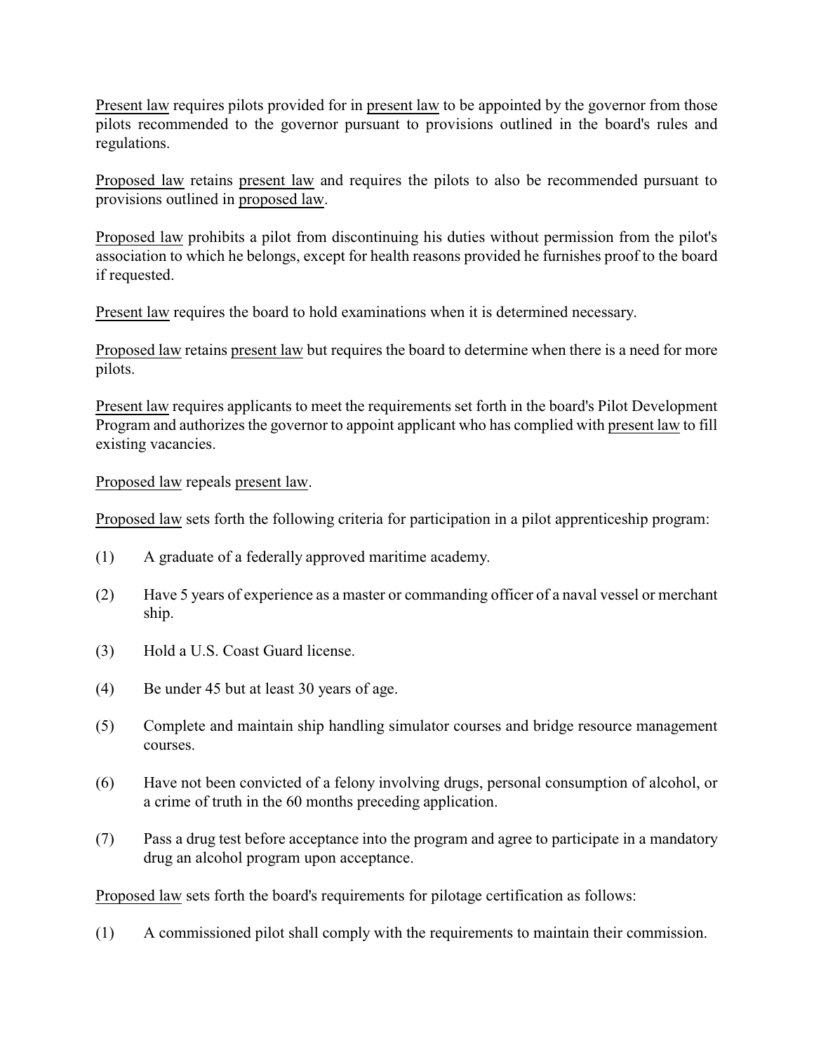Present law requires pilots provided for in present law to be appointed by the governor from those pilots recommended to the governor pursuant to provisions outlined in the board's rules and regulations.

Proposed law retains present law and requires the pilots to also be recommended pursuant to provisions outlined in proposed law.

Proposed law prohibits a pilot from discontinuing his duties without permission from the pilot's association to which he belongs, except for health reasons provided he furnishes proof to the board if requested.

Present law requires the board to hold examinations when it is determined necessary.

Proposed law retains present law but requires the board to determine when there is a need for more pilots.

Present law requires applicants to meet the requirements set forth in the board's Pilot Development Program and authorizes the governor to appoint applicant who has complied with present law to fill existing vacancies.

Proposed law repeals present law.

Proposed law sets forth the following criteria for participation in a pilot apprenticeship program:

(1) A graduate of a federally approved maritime academy.

(2) Have 5 years of experience as a master or commanding officer of a naval vessel or merchant ship.

(3) Hold a U.S. Coast Guard license.

(4) Be under 45 but at least 30 years of age.

(5) Complete and maintain ship handling simulator courses and bridge resource management courses.

(6) Have not been convicted of a felony involving drugs, personal consumption of alcohol, or a crime of truth in the 60 months preceding application.

(7) Pass a drug test before acceptance into the program and agree to participate in a mandatory drug an alcohol program upon acceptance.

Proposed law sets forth the board's requirements for pilotage certification as follows:

(1) A commissioned pilot shall comply with the requirements to maintain their commission.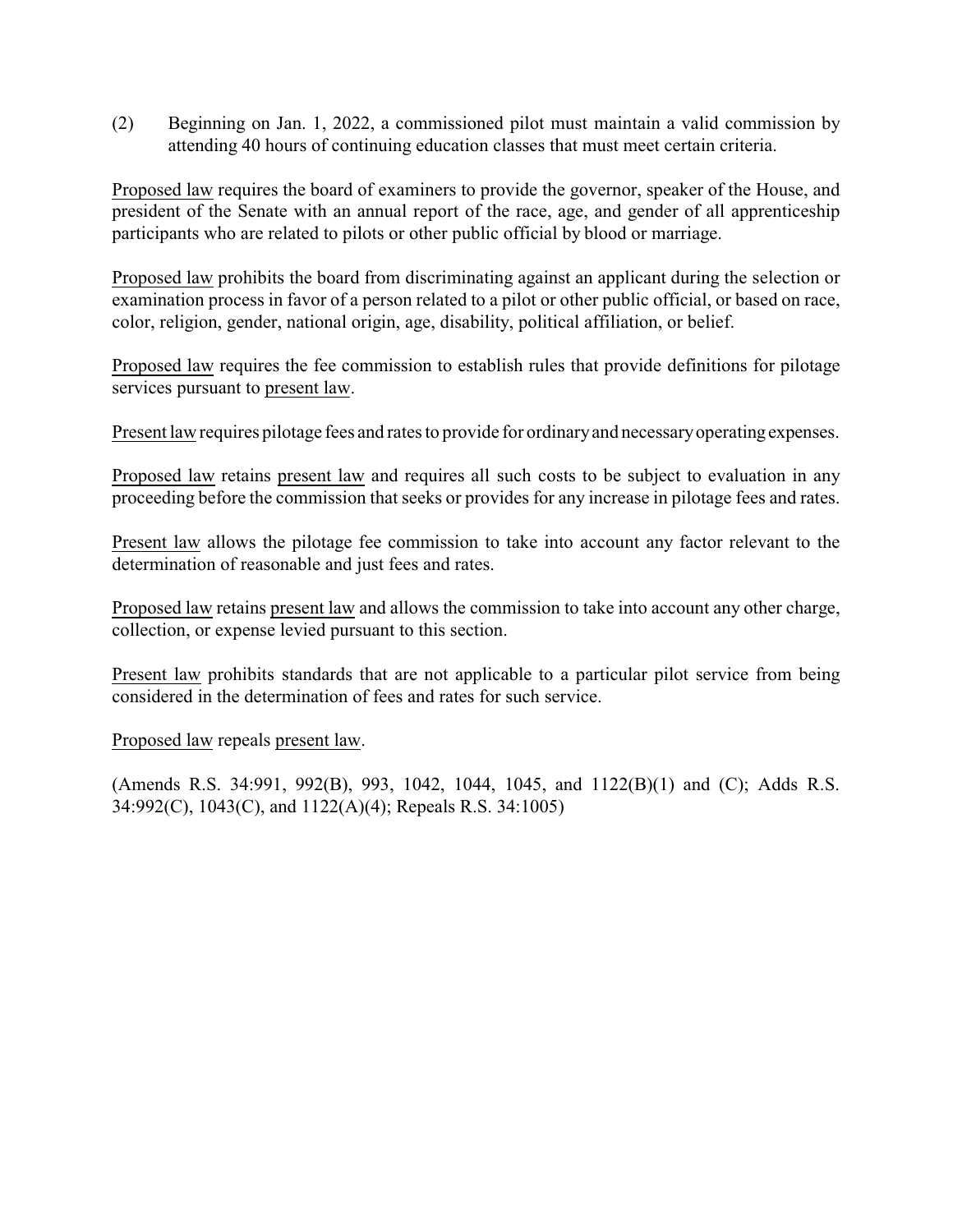(2) Beginning on Jan. 1, 2022, a commissioned pilot must maintain a valid commission by attending 40 hours of continuing education classes that must meet certain criteria.

Proposed law requires the board of examiners to provide the governor, speaker of the House, and president of the Senate with an annual report of the race, age, and gender of all apprenticeship participants who are related to pilots or other public official by blood or marriage.

Proposed law prohibits the board from discriminating against an applicant during the selection or examination process in favor of a person related to a pilot or other public official, or based on race, color, religion, gender, national origin, age, disability, political affiliation, or belief.

Proposed law requires the fee commission to establish rules that provide definitions for pilotage services pursuant to present law.

Present law requires pilotage fees and rates to provide for ordinary and necessary operating expenses.

Proposed law retains present law and requires all such costs to be subject to evaluation in any proceeding before the commission that seeks or provides for any increase in pilotage fees and rates.

Present law allows the pilotage fee commission to take into account any factor relevant to the determination of reasonable and just fees and rates.

Proposed law retains present law and allows the commission to take into account any other charge, collection, or expense levied pursuant to this section.

Present law prohibits standards that are not applicable to a particular pilot service from being considered in the determination of fees and rates for such service.

Proposed law repeals present law.

(Amends R.S. 34:991, 992(B), 993, 1042, 1044, 1045, and 1122(B)(1) and (C); Adds R.S. 34:992(C), 1043(C), and 1122(A)(4); Repeals R.S. 34:1005)